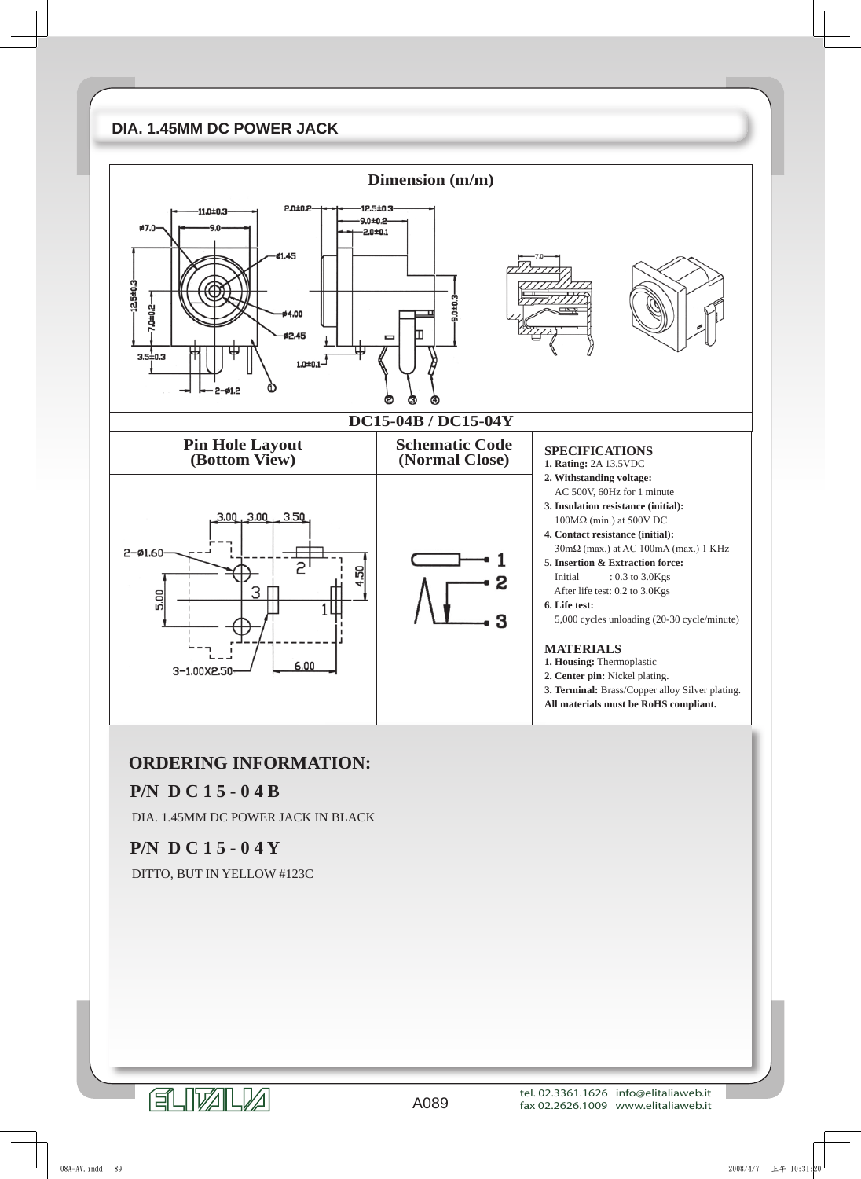# DIA. 1.45MM DC POWER JACK

## Dimension (m/m)

**DC15-04B / DC15-04Y**

| Pin Hole Layout (Bottom View) | Schematic Code (Normal Close) | |
|---|---|---|

### SPECIFICATIONS

1. **Rating:** 2A 13.5VDC
2. **Withstanding voltage:**
   AC 500V, 60Hz for 1 minute
3. **Insulation resistance (initial):**
   100MΩ (min.) at 500V DC
4. **Contact resistance (initial):**
   30mΩ (max.) at AC 100mA (max.) 1 KHz
5. **Insertion & Extraction force:**
   Initial : 0.3 to 3.0Kgs
   After life test: 0.2 to 3.0Kgs
6. **Life test:**
   5,000 cycles unloading (20-30 cycle/minute)

### MATERIALS

1. **Housing:** Thermoplastic
2. **Center pin:** Nickel plating.
3. **Terminal:** Brass/Copper alloy Silver plating.

**All materials must be RoHS compliant.**

## ORDERING INFORMATION:

### P/N D C 1 5 - 0 4 B

DIA. 1.45MM DC POWER JACK IN BLACK

### P/N D C 1 5 - 0 4 Y

DITTO, BUT IN YELLOW #123C

tel. 02.3361.1626 info@elitaliaweb.it
fax 02.2626.1009 www.elitaliaweb.it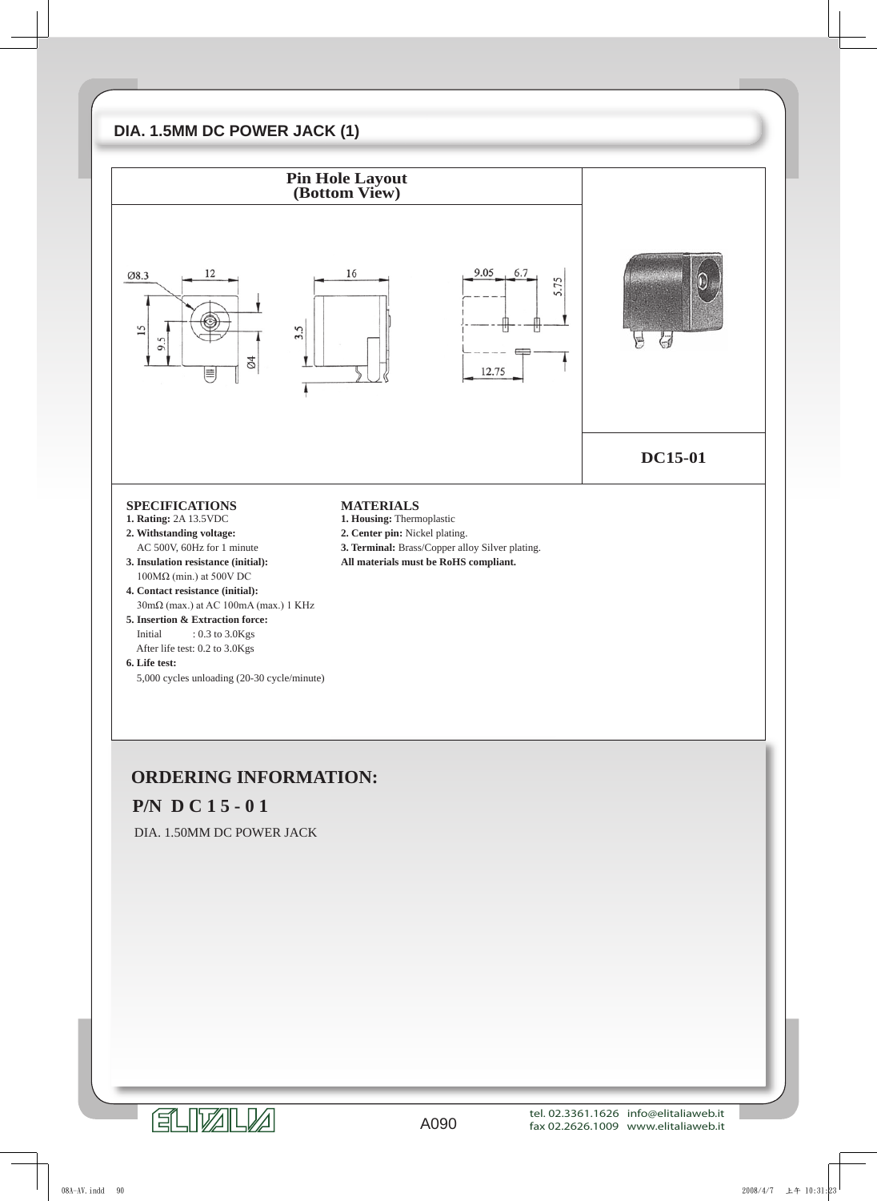## DIA. 1.5MM DC POWER JACK (1)

| Pin Hole Layout (Bottom View) | |
|---|---|
| | DC15-01 |

### SPECIFICATIONS

**1. Rating:** 2A 13.5VDC

**2. Withstanding voltage:**
AC 500V, 60Hz for 1 minute

**3. Insulation resistance (initial):**
100MΩ (min.) at 500V DC

**4. Contact resistance (initial):**
30mΩ (max.) at AC 100mA (max.) 1 KHz

**5. Insertion & Extraction force:**
Initial : 0.3 to 3.0Kgs
After life test: 0.2 to 3.0Kgs

**6. Life test:**
5,000 cycles unloading (20-30 cycle/minute)

### MATERIALS

**1. Housing:** Thermoplastic

**2. Center pin:** Nickel plating.

**3. Terminal:** Brass/Copper alloy Silver plating.

**All materials must be RoHS compliant.**

## ORDERING INFORMATION:

**P/N D C 1 5 - 0 1**

DIA. 1.50MM DC POWER JACK

tel. 02.3361.1626 info@elitaliaweb.it
fax 02.2626.1009 www.elitaliaweb.it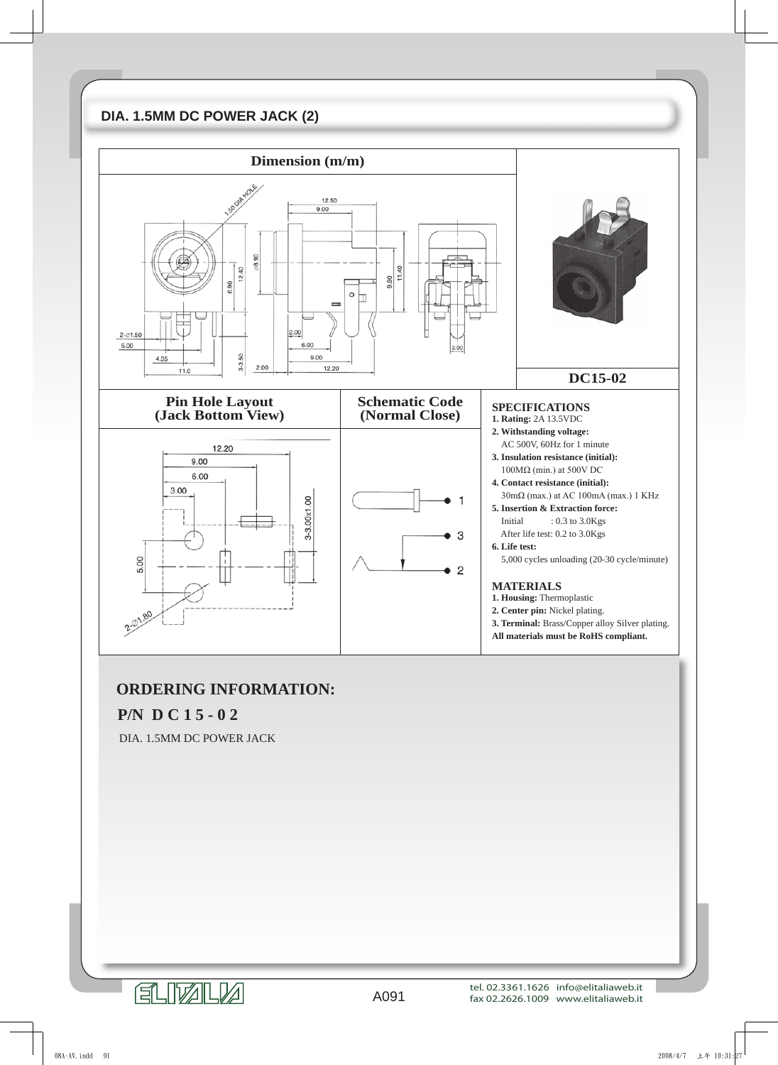## DIA. 1.5MM DC POWER JACK (2)

| Dimension (m/m) | |
|---|---|
| | DC15-02 |

| Pin Hole Layout (Jack Bottom View) | Schematic Code (Normal Close) |
|---|---|

### SPECIFICATIONS

1. **Rating:** 2A 13.5VDC
2. **Withstanding voltage:**
   AC 500V, 60Hz for 1 minute
3. **Insulation resistance (initial):**
   100MΩ (min.) at 500V DC
4. **Contact resistance (initial):**
   30mΩ (max.) at AC 100mA (max.) 1 KHz
5. **Insertion & Extraction force:**
   Initial : 0.3 to 3.0Kgs
   After life test: 0.2 to 3.0Kgs
6. **Life test:**
   5,000 cycles unloading (20-30 cycle/minute)

### MATERIALS

1. **Housing:** Thermoplastic
2. **Center pin:** Nickel plating.
3. **Terminal:** Brass/Copper alloy Silver plating.

**All materials must be RoHS compliant.**

## ORDERING INFORMATION:

**P/N D C 1 5 - 0 2**

DIA. 1.5MM DC POWER JACK

tel. 02.3361.1626 info@elitaliaweb.it
fax 02.2626.1009 www.elitaliaweb.it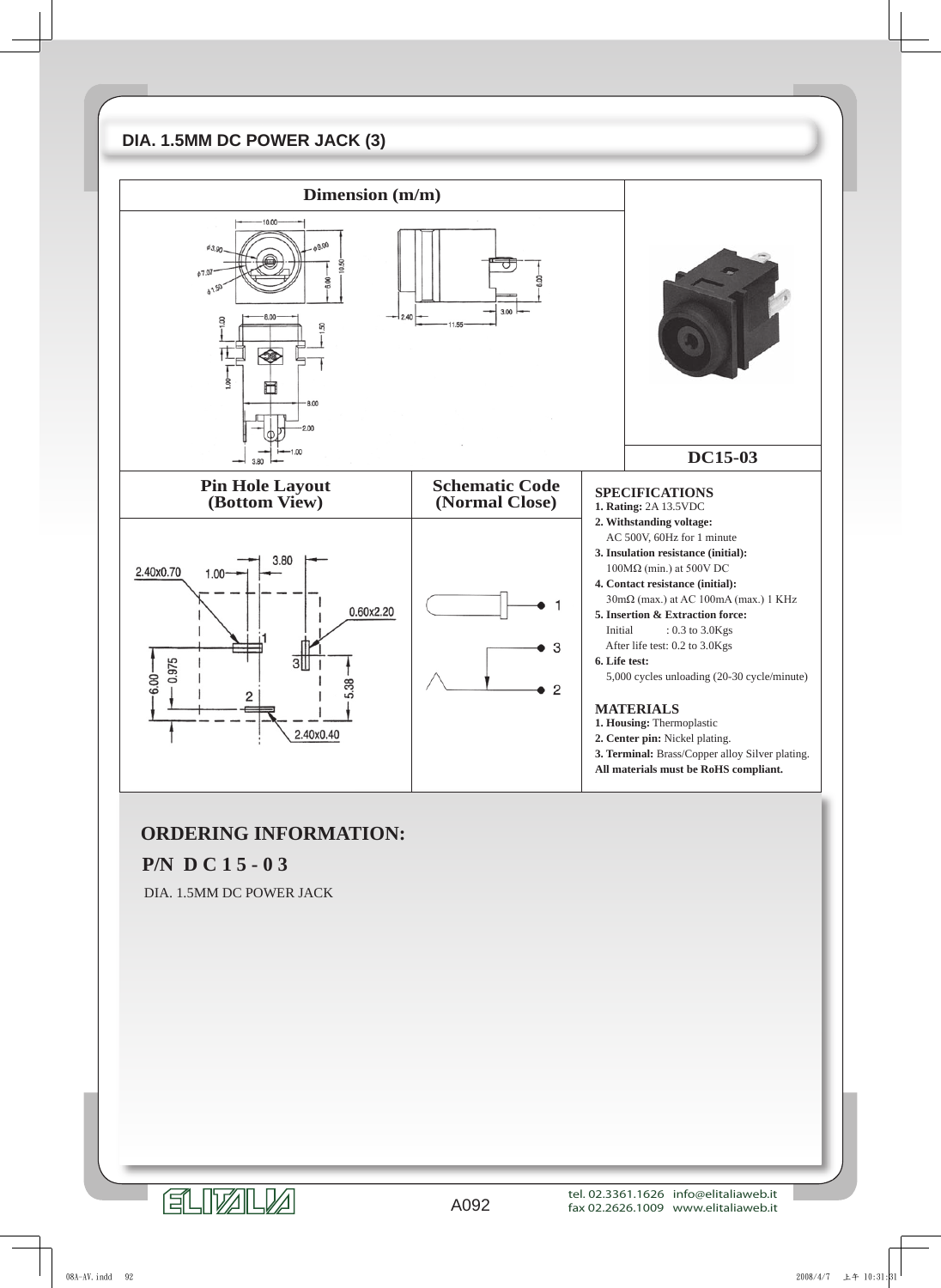## DIA. 1.5MM DC POWER JACK (3)

### Dimension (m/m)

10.00
ϕ3.90
ϕ9.00
ϕ7.07
ϕ1.50
5.00
10.50
6.00
1.00
1.50
1.00
8.00
2.00
1.00
3.80
6.00
2.40
11.55
3.00

**DC15-03**

### Pin Hole Layout (Bottom View)

2.40x0.70
1.00
3.80
0.60x2.20
1
3
2
6.00
0.975
5.38
2.40x0.40

### Schematic Code (Normal Close)

1
3
2

### SPECIFICATIONS

**1. Rating:** 2A 13.5VDC

**2. Withstanding voltage:**
AC 500V, 60Hz for 1 minute

**3. Insulation resistance (initial):**
100MΩ (min.) at 500V DC

**4. Contact resistance (initial):**
30mΩ (max.) at AC 100mA (max.) 1 KHz

**5. Insertion & Extraction force:**
Initial : 0.3 to 3.0Kgs
After life test: 0.2 to 3.0Kgs

**6. Life test:**
5,000 cycles unloading (20-30 cycle/minute)

### MATERIALS

**1. Housing:** Thermoplastic

**2. Center pin:** Nickel plating.

**3. Terminal:** Brass/Copper alloy Silver plating.

**All materials must be RoHS compliant.**

## ORDERING INFORMATION:

**P/N D C 1 5 - 0 3**

DIA. 1.5MM DC POWER JACK

ELITALIA

tel. 02.3361.1626 info@elitaliaweb.it
fax 02.2626.1009 www.elitaliaweb.it